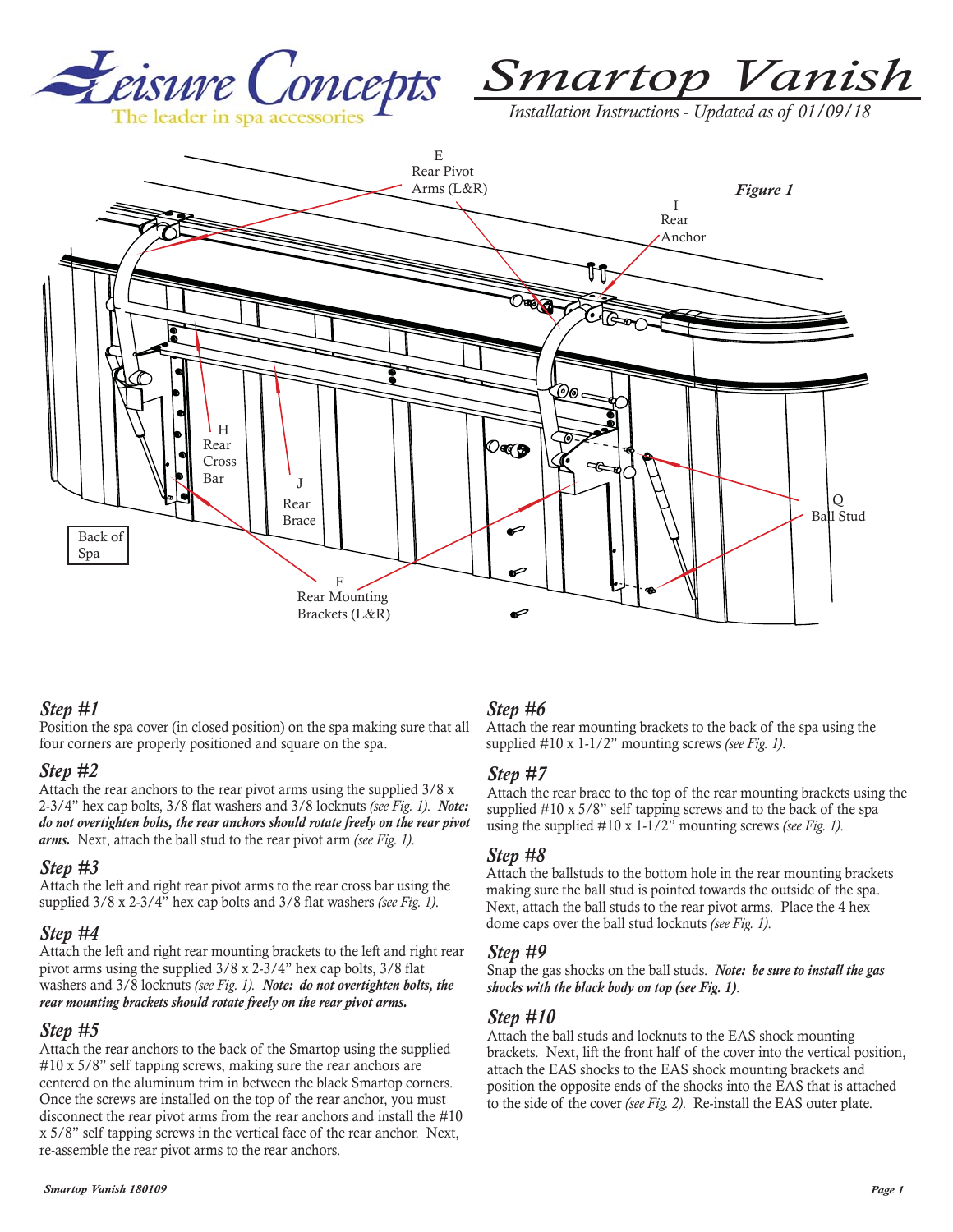# Leisure Concepts

The leader in spa accessories

# Smartop Vanish

*Installation Instructions - Updated as of 01/09/18*

***Figure 1***

E Rear Pivot Arms (L&R)

I Rear Anchor

H Rear Cross Bar

J Rear Brace

Q Ball Stud

Back of Spa

F Rear Mounting Brackets (L&R)

## *Step #1*

Position the spa cover (in closed position) on the spa making sure that all four corners are properly positioned and square on the spa.

## *Step #2*

Attach the rear anchors to the rear pivot arms using the supplied 3/8 x 2-3/4" hex cap bolts, 3/8 flat washers and 3/8 locknuts *(see Fig. 1)*. ***Note: do not overtighten bolts, the rear anchors should rotate freely on the rear pivot arms.*** Next, attach the ball stud to the rear pivot arm *(see Fig. 1)*.

## *Step #3*

Attach the left and right rear pivot arms to the rear cross bar using the supplied 3/8 x 2-3/4" hex cap bolts and 3/8 flat washers *(see Fig. 1)*.

## *Step #4*

Attach the left and right rear mounting brackets to the left and right rear pivot arms using the supplied 3/8 x 2-3/4" hex cap bolts, 3/8 flat washers and 3/8 locknuts *(see Fig. 1)*. ***Note: do not overtighten bolts, the rear mounting brackets should rotate freely on the rear pivot arms.***

## *Step #5*

Attach the rear anchors to the back of the Smartop using the supplied #10 x 5/8" self tapping screws, making sure the rear anchors are centered on the aluminum trim in between the black Smartop corners. Once the screws are installed on the top of the rear anchor, you must disconnect the rear pivot arms from the rear anchors and install the #10 x 5/8" self tapping screws in the vertical face of the rear anchor. Next, re-assemble the rear pivot arms to the rear anchors.

## *Step #6*

Attach the rear mounting brackets to the back of the spa using the supplied #10 x 1-1/2" mounting screws *(see Fig. 1)*.

## *Step #7*

Attach the rear brace to the top of the rear mounting brackets using the supplied #10 x 5/8" self tapping screws and to the back of the spa using the supplied #10 x 1-1/2" mounting screws *(see Fig. 1)*.

## *Step #8*

Attach the ballstuds to the bottom hole in the rear mounting brackets making sure the ball stud is pointed towards the outside of the spa. Next, attach the ball studs to the rear pivot arms. Place the 4 hex dome caps over the ball stud locknuts *(see Fig. 1)*.

## *Step #9*

Snap the gas shocks on the ball studs. ***Note: be sure to install the gas shocks with the black body on top (see Fig. 1)***.

## *Step #10*

Attach the ball studs and locknuts to the EAS shock mounting brackets. Next, lift the front half of the cover into the vertical position, attach the EAS shocks to the EAS shock mounting brackets and position the opposite ends of the shocks into the EAS that is attached to the side of the cover *(see Fig. 2)*. Re-install the EAS outer plate.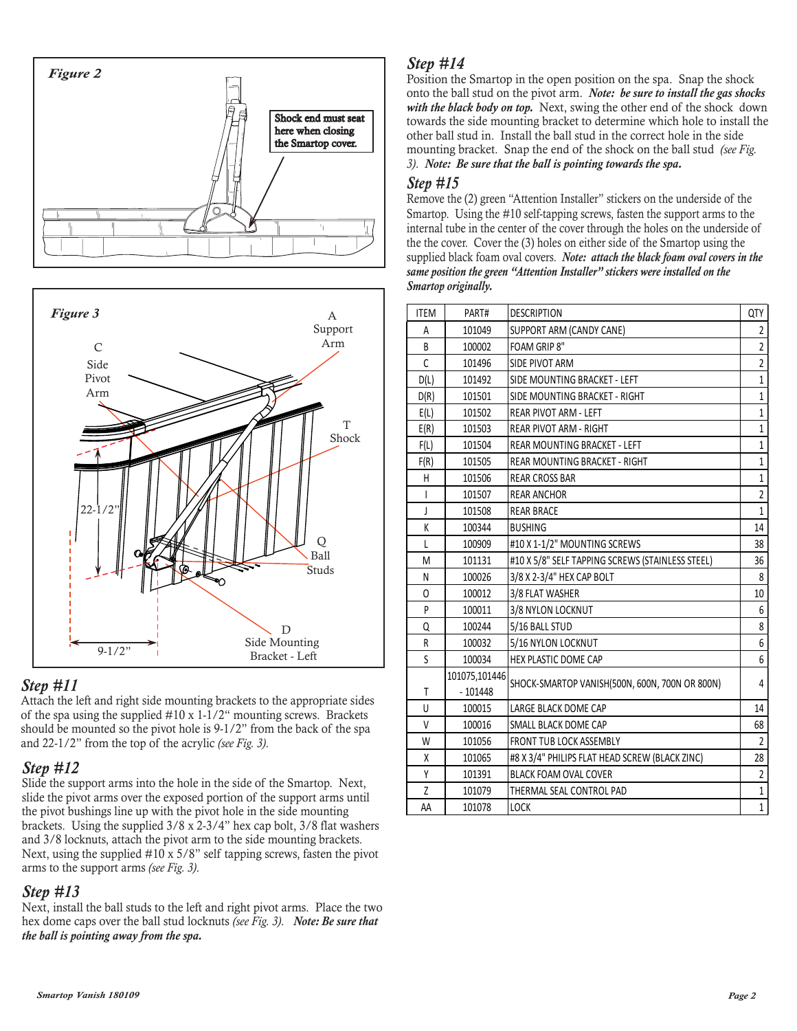*Figure 2*

Shock end must seat here when closing the Smartop cover.

*Figure 3*

A
Support
Arm

C
Side
Pivot
Arm

T
Shock

22-1/2"

Q
Ball
Studs

9-1/2"

D
Side Mounting
Bracket - Left

## Step #11

Attach the left and right side mounting brackets to the appropriate sides of the spa using the supplied #10 x 1-1/2" mounting screws. Brackets should be mounted so the pivot hole is 9-1/2" from the back of the spa and 22-1/2" from the top of the acrylic *(see Fig. 3).*

## Step #12

Slide the support arms into the hole in the side of the Smartop. Next, slide the pivot arms over the exposed portion of the support arms until the pivot bushings line up with the pivot hole in the side mounting brackets. Using the supplied 3/8 x 2-3/4" hex cap bolt, 3/8 flat washers and 3/8 locknuts, attach the pivot arm to the side mounting brackets. Next, using the supplied #10 x 5/8" self tapping screws, fasten the pivot arms to the support arms *(see Fig. 3).*

## Step #13

Next, install the ball studs to the left and right pivot arms. Place the two hex dome caps over the ball stud locknuts *(see Fig. 3)*. ***Note: Be sure that the ball is pointing away from the spa.***

## Step #14

Position the Smartop in the open position on the spa. Snap the shock onto the ball stud on the pivot arm. ***Note: be sure to install the gas shocks with the black body on top.*** Next, swing the other end of the shock down towards the side mounting bracket to determine which hole to install the other ball stud in. Install the ball stud in the correct hole in the side mounting bracket. Snap the end of the shock on the ball stud *(see Fig. 3)*. ***Note: Be sure that the ball is pointing towards the spa.***

## Step #15

Remove the (2) green "Attention Installer" stickers on the underside of the Smartop. Using the #10 self-tapping screws, fasten the support arms to the internal tube in the center of the cover through the holes on the underside of the the cover. Cover the (3) holes on either side of the Smartop using the supplied black foam oval covers. ***Note: attach the black foam oval covers in the same position the green "Attention Installer" stickers were installed on the Smartop originally.***

| ITEM | PART# | DESCRIPTION | QTY |
|---|---|---|---|
| A | 101049 | SUPPORT ARM (CANDY CANE) | 2 |
| B | 100002 | FOAM GRIP 8" | 2 |
| C | 101496 | SIDE PIVOT ARM | 2 |
| D(L) | 101492 | SIDE MOUNTING BRACKET - LEFT | 1 |
| D(R) | 101501 | SIDE MOUNTING BRACKET - RIGHT | 1 |
| E(L) | 101502 | REAR PIVOT ARM - LEFT | 1 |
| E(R) | 101503 | REAR PIVOT ARM - RIGHT | 1 |
| F(L) | 101504 | REAR MOUNTING BRACKET - LEFT | 1 |
| F(R) | 101505 | REAR MOUNTING BRACKET - RIGHT | 1 |
| H | 101506 | REAR CROSS BAR | 1 |
| I | 101507 | REAR ANCHOR | 2 |
| J | 101508 | REAR BRACE | 1 |
| K | 100344 | BUSHING | 14 |
| L | 100909 | #10 X 1-1/2" MOUNTING SCREWS | 38 |
| M | 101131 | #10 X 5/8" SELF TAPPING SCREWS (STAINLESS STEEL) | 36 |
| N | 100026 | 3/8 X 2-3/4" HEX CAP BOLT | 8 |
| O | 100012 | 3/8 FLAT WASHER | 10 |
| P | 100011 | 3/8 NYLON LOCKNUT | 6 |
| Q | 100244 | 5/16 BALL STUD | 8 |
| R | 100032 | 5/16 NYLON LOCKNUT | 6 |
| S | 100034 | HEX PLASTIC DOME CAP | 6 |
| T | 101075,101446 - 101448 | SHOCK-SMARTOP VANISH(500N, 600N, 700N OR 800N) | 4 |
| U | 100015 | LARGE BLACK DOME CAP | 14 |
| V | 100016 | SMALL BLACK DOME CAP | 68 |
| W | 101056 | FRONT TUB LOCK ASSEMBLY | 2 |
| X | 101065 | #8 X 3/4" PHILIPS FLAT HEAD SCREW (BLACK ZINC) | 28 |
| Y | 101391 | BLACK FOAM OVAL COVER | 2 |
| Z | 101079 | THERMAL SEAL CONTROL PAD | 1 |
| AA | 101078 | LOCK | 1 |